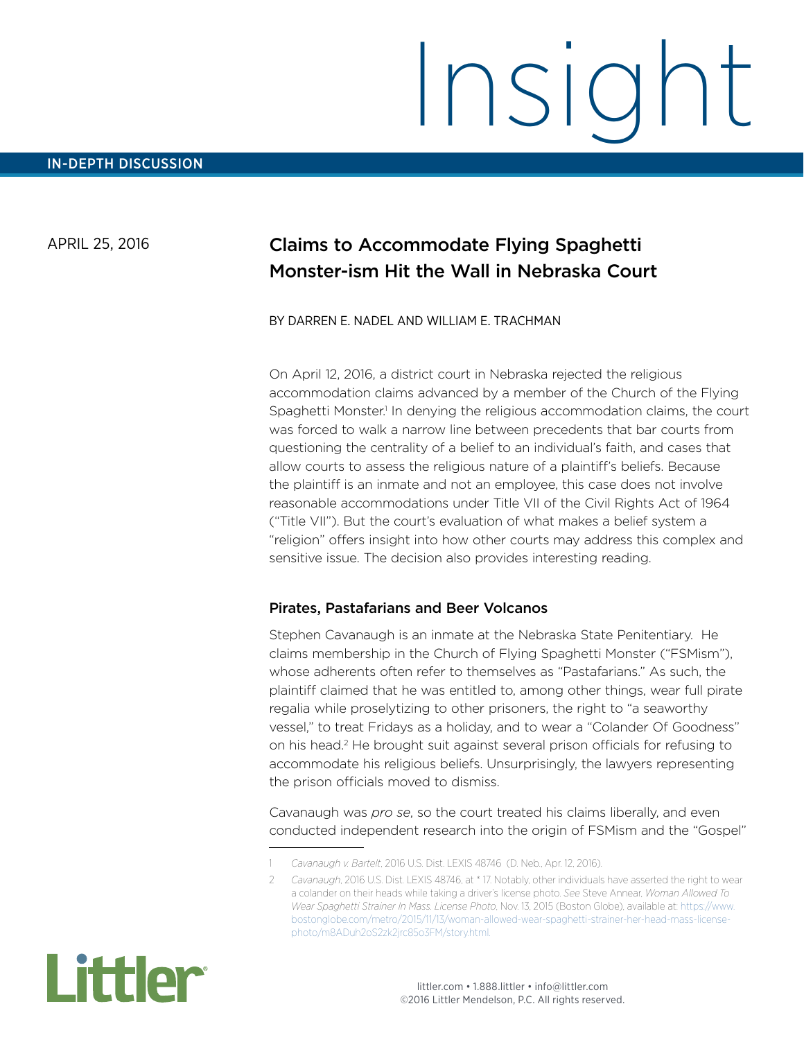# Insight

IN-DEPTH DISCUSSION

APRIL 25, 2016

## Claims to Accommodate Flying Spaghetti Monster-ism Hit the Wall in Nebraska Court

BY DARREN E. NADEL AND WILLIAM E. TRACHMAN

On April 12, 2016, a district court in Nebraska rejected the religious accommodation claims advanced by a member of the Church of the Flying Spaghetti Monster.[1] In denying the religious accommodation claims, the court was forced to walk a narrow line between precedents that bar courts from questioning the centrality of a belief to an individual's faith, and cases that allow courts to assess the religious nature of a plaintiff's beliefs. Because the plaintiff is an inmate and not an employee, this case does not involve reasonable accommodations under Title VII of the Civil Rights Act of 1964 ("Title VII"). But the court's evaluation of what makes a belief system a "religion" offers insight into how other courts may address this complex and sensitive issue. The decision also provides interesting reading.

### Pirates, Pastafarians and Beer Volcanos

Stephen Cavanaugh is an inmate at the Nebraska State Penitentiary. He claims membership in the Church of Flying Spaghetti Monster ("FSMism"), whose adherents often refer to themselves as "Pastafarians." As such, the plaintiff claimed that he was entitled to, among other things, wear full pirate regalia while proselytizing to other prisoners, the right to "a seaworthy vessel," to treat Fridays as a holiday, and to wear a "Colander Of Goodness" on his head.[2] He brought suit against several prison officials for refusing to accommodate his religious beliefs. Unsurprisingly, the lawyers representing the prison officials moved to dismiss.

Cavanaugh was *pro se*, so the court treated his claims liberally, and even conducted independent research into the origin of FSMism and the "Gospel"

---

1 *Cavanaugh v. Bartelt*, 2016 U.S. Dist. LEXIS 48746 (D. Neb., Apr. 12, 2016).

2 *Cavanaugh*, 2016 U.S. Dist. LEXIS 48746, at * 17. Notably, other individuals have asserted the right to wear a colander on their heads while taking a driver's license photo. *See* Steve Annear, *Woman Allowed To Wear Spaghetti Strainer In Mass. License Photo*, Nov. 13, 2015 (Boston Globe), available at: https://www.bostonglobe.com/metro/2015/11/13/woman-allowed-wear-spaghetti-strainer-her-head-mass-license-photo/m8ADuh2oS2zk2jrc85o3FM/story.html.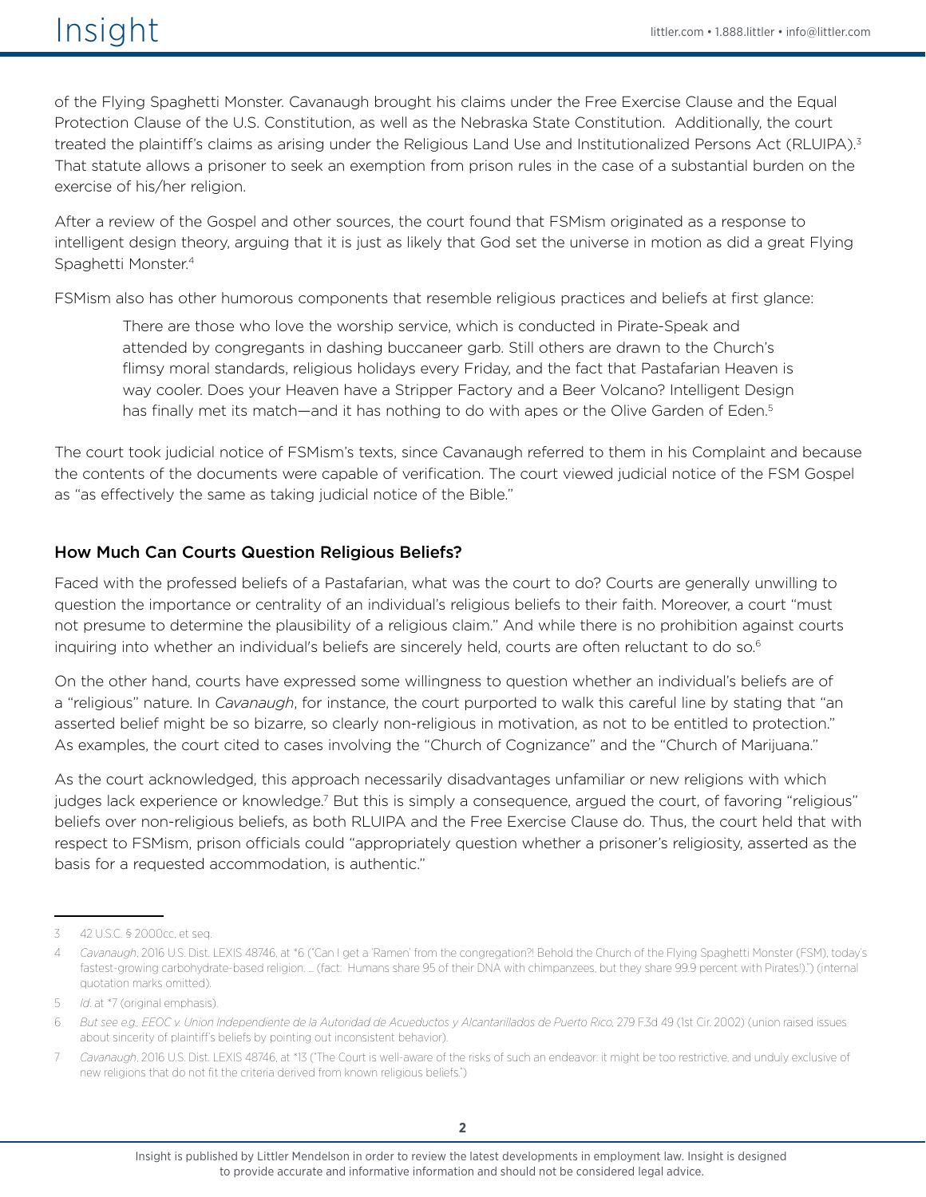of the Flying Spaghetti Monster. Cavanaugh brought his claims under the Free Exercise Clause and the Equal Protection Clause of the U.S. Constitution, as well as the Nebraska State Constitution. Additionally, the court treated the plaintiff's claims as arising under the Religious Land Use and Institutionalized Persons Act (RLUIPA).[3] That statute allows a prisoner to seek an exemption from prison rules in the case of a substantial burden on the exercise of his/her religion.

After a review of the Gospel and other sources, the court found that FSMism originated as a response to intelligent design theory, arguing that it is just as likely that God set the universe in motion as did a great Flying Spaghetti Monster.[4]

FSMism also has other humorous components that resemble religious practices and beliefs at first glance:

> There are those who love the worship service, which is conducted in Pirate-Speak and attended by congregants in dashing buccaneer garb. Still others are drawn to the Church's flimsy moral standards, religious holidays every Friday, and the fact that Pastafarian Heaven is way cooler. Does your Heaven have a Stripper Factory and a Beer Volcano? Intelligent Design has finally met its match—and it has nothing to do with apes or the Olive Garden of Eden.[5]

The court took judicial notice of FSMism's texts, since Cavanaugh referred to them in his Complaint and because the contents of the documents were capable of verification. The court viewed judicial notice of the FSM Gospel as "as effectively the same as taking judicial notice of the Bible."

## How Much Can Courts Question Religious Beliefs?

Faced with the professed beliefs of a Pastafarian, what was the court to do? Courts are generally unwilling to question the importance or centrality of an individual's religious beliefs to their faith. Moreover, a court "must not presume to determine the plausibility of a religious claim." And while there is no prohibition against courts inquiring into whether an individual's beliefs are sincerely held, courts are often reluctant to do so.[6]

On the other hand, courts have expressed some willingness to question whether an individual's beliefs are of a "religious" nature. In *Cavanaugh*, for instance, the court purported to walk this careful line by stating that "an asserted belief might be so bizarre, so clearly non-religious in motivation, as not to be entitled to protection." As examples, the court cited to cases involving the "Church of Cognizance" and the "Church of Marijuana."

As the court acknowledged, this approach necessarily disadvantages unfamiliar or new religions with which judges lack experience or knowledge.[7] But this is simply a consequence, argued the court, of favoring "religious" beliefs over non-religious beliefs, as both RLUIPA and the Free Exercise Clause do. Thus, the court held that with respect to FSMism, prison officials could "appropriately question whether a prisoner's religiosity, asserted as the basis for a requested accommodation, is authentic."

---

3 42 U.S.C. § 2000cc, et seq.

4 *Cavanaugh*, 2016 U.S. Dist. LEXIS 48746, at *6 ("Can I get a 'Ramen' from the congregation?! Behold the Church of the Flying Spaghetti Monster (FSM), today's fastest-growing carbohydrate-based religion. … (fact: Humans share 95 of their DNA with chimpanzees, but they share 99.9 percent with Pirates!).") (internal quotation marks omitted).

5 *Id.* at *7 (original emphasis).

6 *But see e.g., EEOC v. Union Independiente de la Autoridad de Acueductos y Alcantarillados de Puerto Rico*, 279 F.3d 49 (1st Cir. 2002) (union raised issues about sincerity of plaintiff's beliefs by pointing out inconsistent behavior).

7 *Cavanaugh*, 2016 U.S. Dist. LEXIS 48746, at *13 ("The Court is well-aware of the risks of such an endeavor: it might be too restrictive, and unduly exclusive of new religions that do not fit the criteria derived from known religious beliefs.")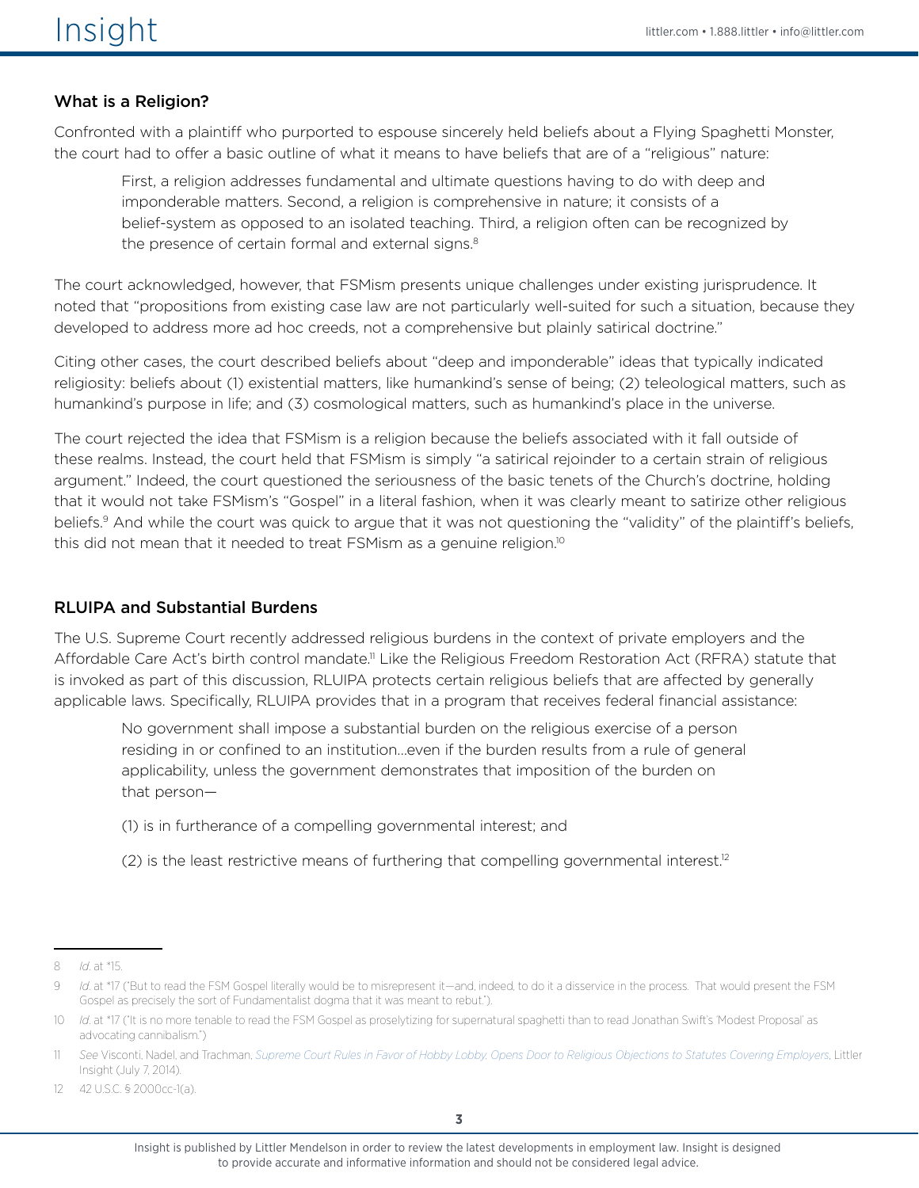### What is a Religion?

Confronted with a plaintiff who purported to espouse sincerely held beliefs about a Flying Spaghetti Monster, the court had to offer a basic outline of what it means to have beliefs that are of a "religious" nature:

> First, a religion addresses fundamental and ultimate questions having to do with deep and imponderable matters. Second, a religion is comprehensive in nature; it consists of a belief-system as opposed to an isolated teaching. Third, a religion often can be recognized by the presence of certain formal and external signs.[8]

The court acknowledged, however, that FSMism presents unique challenges under existing jurisprudence. It noted that "propositions from existing case law are not particularly well-suited for such a situation, because they developed to address more ad hoc creeds, not a comprehensive but plainly satirical doctrine."

Citing other cases, the court described beliefs about "deep and imponderable" ideas that typically indicated religiosity: beliefs about (1) existential matters, like humankind's sense of being; (2) teleological matters, such as humankind's purpose in life; and (3) cosmological matters, such as humankind's place in the universe.

The court rejected the idea that FSMism is a religion because the beliefs associated with it fall outside of these realms. Instead, the court held that FSMism is simply "a satirical rejoinder to a certain strain of religious argument." Indeed, the court questioned the seriousness of the basic tenets of the Church's doctrine, holding that it would not take FSMism's "Gospel" in a literal fashion, when it was clearly meant to satirize other religious beliefs.[9] And while the court was quick to argue that it was not questioning the "validity" of the plaintiff's beliefs, this did not mean that it needed to treat FSMism as a genuine religion.[10]

### RLUIPA and Substantial Burdens

The U.S. Supreme Court recently addressed religious burdens in the context of private employers and the Affordable Care Act's birth control mandate.[11] Like the Religious Freedom Restoration Act (RFRA) statute that is invoked as part of this discussion, RLUIPA protects certain religious beliefs that are affected by generally applicable laws. Specifically, RLUIPA provides that in a program that receives federal financial assistance:

> No government shall impose a substantial burden on the religious exercise of a person residing in or confined to an institution…even if the burden results from a rule of general applicability, unless the government demonstrates that imposition of the burden on that person—
>
> (1) is in furtherance of a compelling governmental interest; and
>
> (2) is the least restrictive means of furthering that compelling governmental interest.[12]

---

8 *Id.* at *15.

9 *Id.* at *17 ("But to read the FSM Gospel literally would be to misrepresent it—and, indeed, to do it a disservice in the process. That would present the FSM Gospel as precisely the sort of Fundamentalist dogma that it was meant to rebut.").

10 *Id.* at *17 ("It is no more tenable to read the FSM Gospel as proselytizing for supernatural spaghetti than to read Jonathan Swift's 'Modest Proposal' as advocating cannibalism.")

11 *See* Visconti, Nadel, and Trachman, *Supreme Court Rules in Favor of Hobby Lobby, Opens Door to Religious Objections to Statutes Covering Employers*, Littler Insight (July 7, 2014).

12 42 U.S.C. § 2000cc-1(a).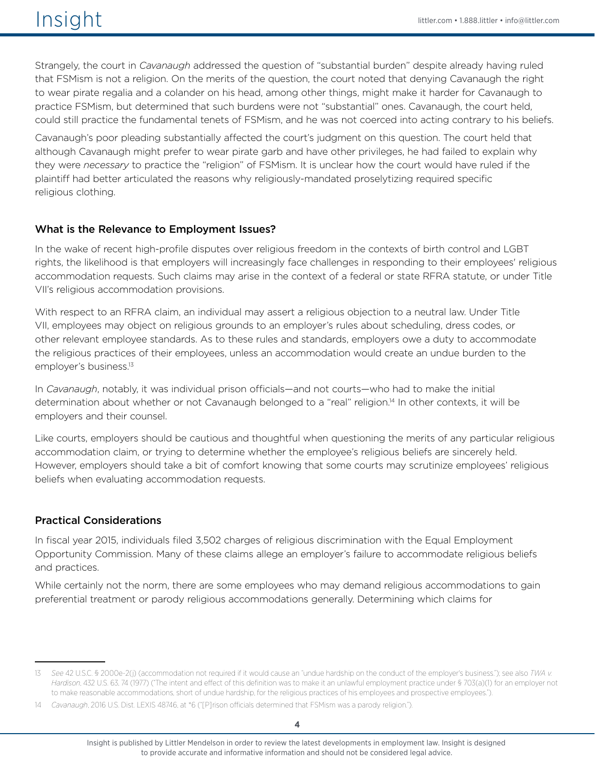Strangely, the court in *Cavanaugh* addressed the question of "substantial burden" despite already having ruled that FSMism is not a religion. On the merits of the question, the court noted that denying Cavanaugh the right to wear pirate regalia and a colander on his head, among other things, might make it harder for Cavanaugh to practice FSMism, but determined that such burdens were not "substantial" ones. Cavanaugh, the court held, could still practice the fundamental tenets of FSMism, and he was not coerced into acting contrary to his beliefs.

Cavanaugh's poor pleading substantially affected the court's judgment on this question. The court held that although Cavanaugh might prefer to wear pirate garb and have other privileges, he had failed to explain why they were *necessary* to practice the "religion" of FSMism. It is unclear how the court would have ruled if the plaintiff had better articulated the reasons why religiously-mandated proselytizing required specific religious clothing.

### What is the Relevance to Employment Issues?

In the wake of recent high-profile disputes over religious freedom in the contexts of birth control and LGBT rights, the likelihood is that employers will increasingly face challenges in responding to their employees' religious accommodation requests. Such claims may arise in the context of a federal or state RFRA statute, or under Title VII's religious accommodation provisions.

With respect to an RFRA claim, an individual may assert a religious objection to a neutral law. Under Title VII, employees may object on religious grounds to an employer's rules about scheduling, dress codes, or other relevant employee standards. As to these rules and standards, employers owe a duty to accommodate the religious practices of their employees, unless an accommodation would create an undue burden to the employer's business.[13]

In *Cavanaugh*, notably, it was individual prison officials—and not courts—who had to make the initial determination about whether or not Cavanaugh belonged to a "real" religion.[14] In other contexts, it will be employers and their counsel.

Like courts, employers should be cautious and thoughtful when questioning the merits of any particular religious accommodation claim, or trying to determine whether the employee's religious beliefs are sincerely held. However, employers should take a bit of comfort knowing that some courts may scrutinize employees' religious beliefs when evaluating accommodation requests.

### Practical Considerations

In fiscal year 2015, individuals filed 3,502 charges of religious discrimination with the Equal Employment Opportunity Commission. Many of these claims allege an employer's failure to accommodate religious beliefs and practices.

While certainly not the norm, there are some employees who may demand religious accommodations to gain preferential treatment or parody religious accommodations generally. Determining which claims for

---

13 *See* 42 U.S.C. § 2000e-2(j) (accommodation not required if it would cause an "undue hardship on the conduct of the employer's business."); see also *TWA v. Hardison*, 432 U.S. 63, 74 (1977) ("The intent and effect of this definition was to make it an unlawful employment practice under § 703(a)(1) for an employer not to make reasonable accommodations, short of undue hardship, for the religious practices of his employees and prospective employees.").

14 *Cavanaugh*, 2016 U.S. Dist. LEXIS 48746, at *6 ("[P]rison officials determined that FSMism was a parody religion.").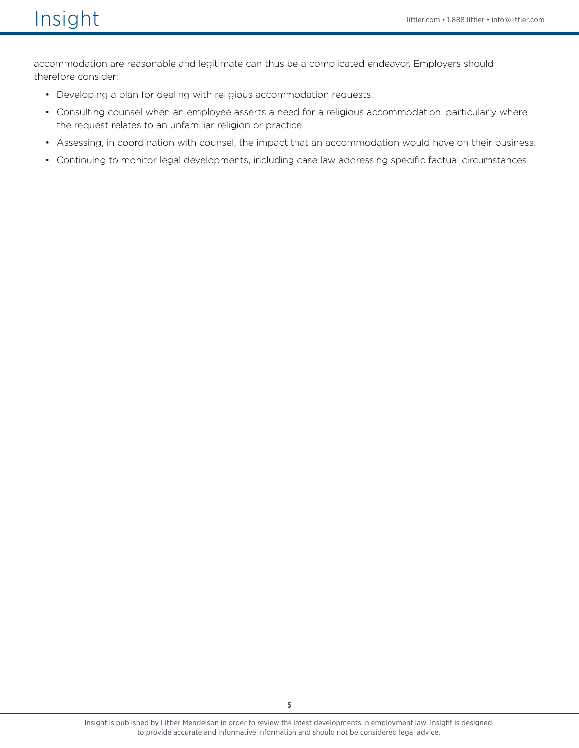accommodation are reasonable and legitimate can thus be a complicated endeavor. Employers should therefore consider:

- Developing a plan for dealing with religious accommodation requests.
- Consulting counsel when an employee asserts a need for a religious accommodation, particularly where the request relates to an unfamiliar religion or practice.
- Assessing, in coordination with counsel, the impact that an accommodation would have on their business.
- Continuing to monitor legal developments, including case law addressing specific factual circumstances.